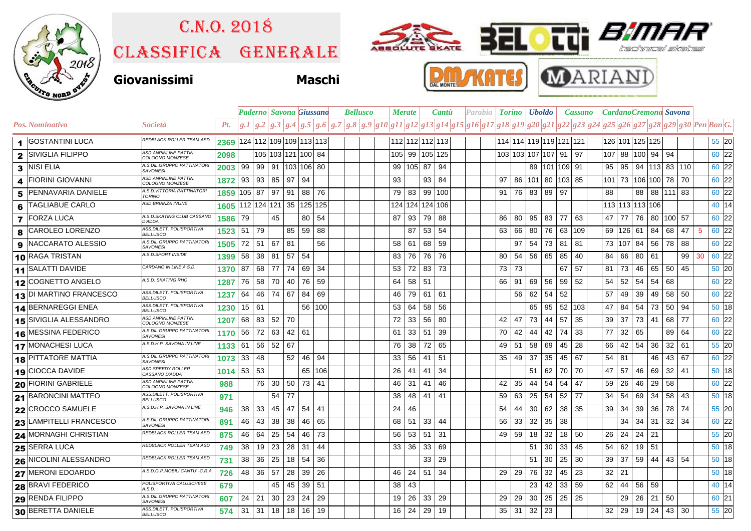# C.N.O. 2018

## Classifica Generale

**Giovanissimi** **Maschi**

| Pos. | Nominativo | Società | Pt. | Paderno | | Savona | | Giussano | | | Bellusco | | | Merate | | Cantù | | Parabia | | | Torino | | Uboldo | | Cassano | | | Cardano | Cremona | | Savona | | | | | |
|---|---|---|---|---|---|---|---|---|---|---|---|---|---|---|---|---|---|---|---|---|---|---|---|---|---|---|---|---|---|---|---|---|---|---|---|---|
| | | | | g.1 | g.2 | g.3 | g.4 | g.5 | g.6 | g.7 | g.8 | g.9 | g.10 | g.11 | g.12 | g.13 | g.14 | g.15 | g.16 | g.17 | g.18 | g.19 | g.20 | g.21 | g.22 | g.23 | g.24 | g.25 | g.26 | g.27 | g.28 | g.29 | g.30 | Pen | Bon | G. |
| 1 | GOSTANTINI LUCA | REDBLACK ROLLER TEAM ASD | 2369 | 124 | 112 | 109 | 109 | 113 | 113 | | | | | 112 | 112 | 112 | 113 | | | | 114 | 114 | 119 | 119 | 121 | 121 | | 126 | 101 | 125 | 125 | | | | 55 | 20 |
| 2 | SIVIGLIA FILIPPO | ASD ANPINLINE PATTIN. COLOGNO MONZESE | 2098 | | 105 | 103 | 121 | 100 | 84 | | | | | 105 | 99 | 105 | 125 | | | | 103 | 103 | 107 | 107 | 91 | 97 | | 107 | 88 | 100 | 94 | 94 | | | 60 | 22 |
| 3 | NISI ELIA | A.S.DIL.GRUPPO PATTINATORI SAVONESI | 2003 | 99 | 99 | 91 | 103 | 106 | 80 | | | | | 99 | 105 | 87 | 94 | | | | | | 89 | 101 | 109 | 91 | | 95 | 95 | 94 | 113 | 83 | 110 | | 60 | 22 |
| 4 | FIORINI GIOVANNI | ASD ANPINLINE PATTIN. COLOGNO MONZESE | 1872 | 93 | 93 | 85 | 97 | 94 | | | | | | 93 | | 93 | 84 | | | | 97 | 86 | 101 | 80 | 103 | 85 | | 101 | 73 | 106 | 100 | 78 | 70 | | 60 | 22 |
| 5 | PENNAVARIA DANIELE | A.S.D.VITTORIA PATTINATORI TORINO | 1859 | 105 | 87 | 97 | 91 | 88 | 76 | | | | | 79 | 83 | 99 | 100 | | | | 91 | 76 | 83 | 89 | 97 | | | 88 | | 88 | 88 | 111 | 83 | | 60 | 22 |
| 6 | TAGLIABUE CARLO | ASD BRIANZA INLINE | 1605 | 112 | 124 | 121 | 35 | 125 | 125 | | | | | 124 | 124 | 124 | 106 | | | | | | | | | | | 113 | 113 | 113 | 106 | | | | 40 | 14 |
| 7 | FORZA LUCA | A.S.D.SKATING CLUB CASSANO D'ADDA | 1586 | 79 | | 45 | | 80 | 54 | | | | | 87 | 93 | 79 | 88 | | | | 86 | 80 | 95 | 83 | 77 | 63 | | 47 | 77 | 76 | 80 | 100 | 57 | | 60 | 22 |
| 8 | CAROLEO LORENZO | ASS.DILETT. POLISPORTIVA BELLUSCO | 1523 | 51 | 79 | | 85 | 59 | 88 | | | | | | 87 | 53 | 54 | | | | 63 | 66 | 80 | 76 | 63 | 109 | | 69 | 126 | 61 | 84 | 68 | 47 | 5 | 60 | 22 |
| 9 | NACCARATO ALESSIO | A.S.DIL.GRUPPO PATTINATORI SAVONESI | 1505 | 72 | 51 | 67 | 81 | | 56 | | | | | 58 | 61 | 68 | 59 | | | | | 97 | 54 | 73 | 81 | 81 | | 73 | 107 | 84 | 56 | 78 | 88 | | 60 | 22 |
| 10 | RAGA TRISTAN | A.S.D.SPORT INSIDE | 1399 | 58 | 38 | 81 | 57 | 54 | | | | | | 83 | 76 | 76 | 76 | | | | 80 | 54 | 56 | 65 | 85 | 40 | | 84 | 66 | 80 | 61 | | 99 | 30 | 60 | 22 |
| 11 | SALATTI DAVIDE | CARDANO IN LINE A.S.D. | 1370 | 87 | 68 | 77 | 74 | 69 | 34 | | | | | 53 | 72 | 83 | 73 | | | | 73 | 73 | | | 67 | 57 | | 81 | 73 | 46 | 65 | 50 | 45 | | 50 | 20 |
| 12 | COGNETTO ANGELO | A.S.D. SKATING RHO | 1287 | 76 | 58 | 70 | 40 | 76 | 59 | | | | | 64 | 58 | 51 | | | | | 66 | 91 | 69 | 56 | 59 | 52 | | 54 | 52 | 54 | 54 | 68 | | | 60 | 22 |
| 13 | DI MARTINO FRANCESCO | ASS.DILETT. POLISPORTIVA BELLUSCO | 1237 | 64 | 46 | 74 | 67 | 84 | 69 | | | | | 46 | 79 | 61 | 61 | | | | | 56 | 62 | 54 | 52 | | | 57 | 49 | 39 | 49 | 58 | 50 | | 60 | 22 |
| 14 | BERNAREGGI ENEA | ASS.DILETT. POLISPORTIVA BELLUSCO | 1230 | 15 | 61 | | | 56 | 100 | | | | | 53 | 64 | 58 | 56 | | | | | | 65 | 95 | 52 | 103 | | 47 | 84 | 54 | 73 | 50 | 94 | | 50 | 18 |
| 15 | SIVIGLIA ALESSANDRO | ASD ANPINLINE PATTIN. COLOGNO MONZESE | 1207 | 68 | 83 | 52 | 70 | | | | | | | 72 | 33 | 56 | 80 | | | | 42 | 47 | 73 | 44 | 57 | 35 | | 39 | 37 | 73 | 41 | 68 | 77 | | 60 | 22 |
| 16 | MESSINA FEDERICO | A.S.DIL.GRUPPO PATTINATORI SAVONESI | 1170 | 56 | 72 | 63 | 42 | 61 | | | | | | 61 | 33 | 51 | 39 | | | | 70 | 42 | 44 | 42 | 74 | 33 | | 77 | 32 | 65 | | 89 | 64 | | 60 | 22 |
| 17 | MONACHESI LUCA | A.S.D.H.P. SAVONA IN LINE | 1133 | 61 | 56 | 52 | 67 | | | | | | | 76 | 38 | 72 | 65 | | | | 49 | 51 | 58 | 69 | 45 | 28 | | 66 | 42 | 54 | 36 | 32 | 61 | | 55 | 20 |
| 18 | PITTATORE MATTIA | A.S.DIL.GRUPPO PATTINATORI SAVONESI | 1073 | 33 | 48 | | 52 | 46 | 94 | | | | | 33 | 56 | 41 | 51 | | | | 35 | 49 | 37 | 35 | 45 | 67 | | 54 | 81 | | 46 | 43 | 67 | | 60 | 22 |
| 19 | CIOCCA DAVIDE | ASD SPEEDY ROLLER CASSANO D'ADDA | 1014 | 53 | 53 | | | 65 | 106 | | | | | 26 | 41 | 41 | 34 | | | | | | 51 | 62 | 70 | 70 | | 47 | 57 | 46 | 69 | 32 | 41 | | 50 | 18 |
| 20 | FIORINI GABRIELE | ASD ANPINLINE PATTIN. COLOGNO MONZESE | 988 | | 76 | 30 | 50 | 73 | 41 | | | | | 46 | 31 | 41 | 46 | | | | 42 | 35 | 44 | 54 | 54 | 47 | | 59 | 26 | 46 | 29 | 58 | | | 60 | 22 |
| 21 | BARONCINI MATTEO | ASS.DILETT. POLISPORTIVA BELLUSCO | 971 | | | 54 | 77 | | | | | | | 38 | 48 | 41 | 41 | | | | 59 | 63 | 25 | 54 | 52 | 77 | | 34 | 54 | 69 | 34 | 58 | 43 | | 50 | 18 |
| 22 | CROCCO SAMUELE | A.S.D.H.P. SAVONA IN LINE | 946 | 38 | 33 | 45 | 47 | 54 | 41 | | | | | 24 | 46 | | | | | | 54 | 44 | 30 | 62 | 38 | 35 | | 39 | 34 | 39 | 36 | 78 | 74 | | 55 | 20 |
| 23 | LAMPITELLI FRANCESCO | A.S.DIL.GRUPPO PATTINATORI SAVONESI | 891 | 46 | 43 | 38 | 38 | 46 | 65 | | | | | 68 | 51 | 33 | 44 | | | | 56 | 33 | 32 | 35 | 38 | | | | 34 | 34 | 31 | 32 | 34 | | 60 | 22 |
| 24 | MORNAGHI CHRISTIAN | REDBLACK ROLLER TEAM ASD | 875 | 46 | 64 | 25 | 54 | 46 | 73 | | | | | 56 | 53 | 51 | 31 | | | | 49 | 59 | 18 | 32 | 18 | 50 | | 26 | 24 | 24 | 21 | | | | 55 | 20 |
| 25 | SERRA LUCA | REDBLACK ROLLER TEAM ASD | 749 | 38 | 19 | 23 | 28 | 31 | 44 | | | | | 33 | 36 | 33 | 69 | | | | | | 51 | 30 | 33 | 45 | | 54 | 62 | 19 | 51 | | | | 50 | 18 |
| 26 | NICOLINI ALESSANDRO | REDBLACK ROLLER TEAM ASD | 731 | 38 | 36 | 25 | 18 | 54 | 36 | | | | | | | 33 | 29 | | | | | | 51 | 30 | 25 | 30 | | 39 | 37 | 59 | 44 | 43 | 54 | | 50 | 18 |
| 27 | MERONI EDOARDO | A.S.D.G.P.MOBILI CANTU' -C.R.A. | 726 | 48 | 36 | 57 | 28 | 39 | 26 | | | | | 46 | 24 | 51 | 34 | | | | 29 | 29 | 76 | 32 | 45 | 23 | | 32 | 21 | | | | | | 50 | 18 |
| 28 | BRAVI FEDERICO | POLISPORTIVA CALUSCHESE A.S.D. | 679 | | | 45 | 45 | 39 | 51 | | | | | 38 | 43 | | | | | | | | 23 | 42 | 33 | 59 | | 62 | 44 | 56 | 59 | | | | 40 | 14 |
| 29 | RENDA FILIPPO | A.S.DIL.GRUPPO PATTINATORI SAVONESI | 607 | 24 | 21 | 30 | 23 | 24 | 29 | | | | | 19 | 26 | 33 | 29 | | | | 29 | 29 | 30 | 25 | 25 | 25 | | | 29 | 26 | 21 | 50 | | | 60 | 21 |
| 30 | BERETTA DANIELE | ASS.DILETT. POLISPORTIVA BELLUSCO | 574 | 31 | 31 | 18 | 18 | 16 | 19 | | | | | 16 | 24 | 29 | 19 | | | | 35 | 31 | 32 | 23 | | | | 32 | 29 | 19 | 24 | 43 | 30 | | 55 | 20 |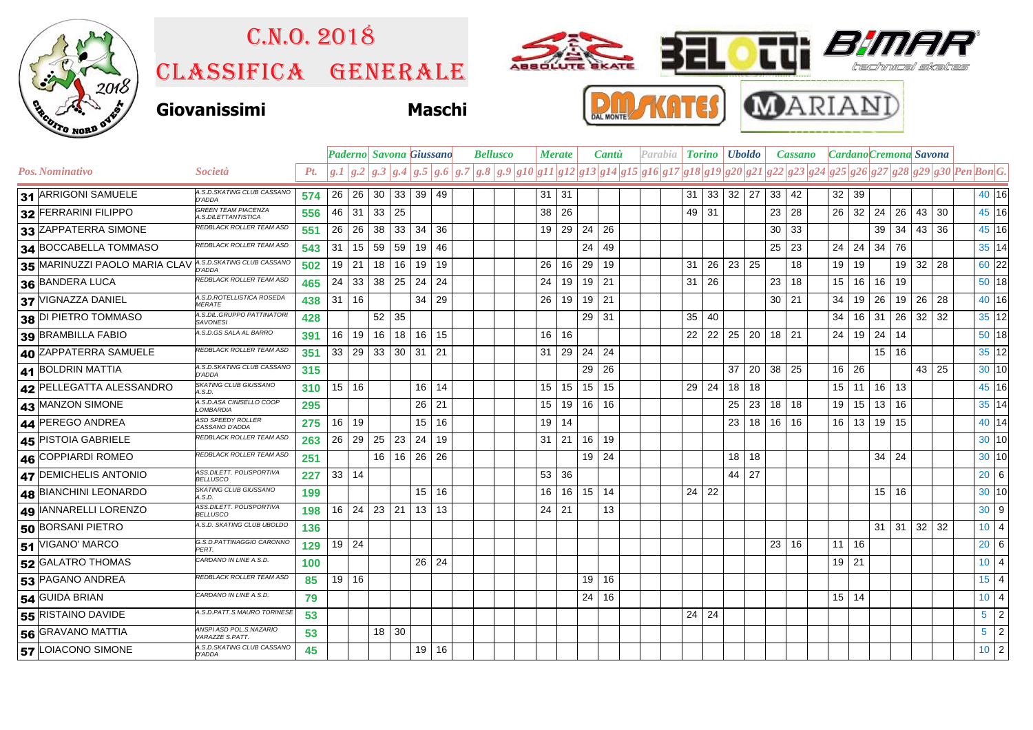# C.N.O. 2018

# Classifica Generale

**Giovanissimi** **Maschi**

| Pos. | Nominativo | Società | Pt. | Paderno | | Savona | | Giussano | | Bellusco | | | | Merate | | Cantù | | | Parabia | | Torino | | Uboldo | | Cassano | | | Cardano | | Cremona | | Savona | | | | |
|---|---|---|---|---|---|---|---|---|---|---|---|---|---|---|---|---|---|---|---|---|---|---|---|---|---|---|---|---|---|---|---|---|---|---|---|---|
| | | | | g.1 | g.2 | g.3 | g.4 | g.5 | g.6 | g.7 | g.8 | g.9 | g10 | g11 | g12 | g13 | g14 | g15 | g16 | g17 | g18 | g19 | g20 | g21 | g22 | g23 | g24 | g25 | g26 | g27 | g28 | g29 | g30 | Pen | Bon | G. |
| 31 | ARRIGONI SAMUELE | A.S.D.SKATING CLUB CASSANO D'ADDA | 574 | 26 | 26 | 30 | 33 | 39 | 49 | | | | | 31 | 31 | | | | | | 31 | 33 | 32 | 27 | 33 | 42 | | 32 | 39 | | | | | | 40 | 16 |
| 32 | FERRARINI FILIPPO | GREEN TEAM PIACENZA A.S.DILETTANTISTICA | 556 | 46 | 31 | 33 | 25 | | | | | | | 38 | 26 | | | | | | 49 | 31 | | | 23 | 28 | | 26 | 32 | 24 | 26 | 43 | 30 | | 45 | 16 |
| 33 | ZAPPATERRA SIMONE | REDBLACK ROLLER TEAM ASD | 551 | 26 | 26 | 38 | 33 | 34 | 36 | | | | | 19 | 29 | 24 | 26 | | | | | | | | 30 | 33 | | | | 39 | 34 | 43 | 36 | | 45 | 16 |
| 34 | BOCCABELLA TOMMASO | REDBLACK ROLLER TEAM ASD | 543 | 31 | 15 | 59 | 59 | 19 | 46 | | | | | | | 24 | 49 | | | | | | | | 25 | 23 | | 24 | 24 | 34 | 76 | | | | 35 | 14 |
| 35 | MARINUZZI PAOLO MARIA CLAV | A.S.D.SKATING CLUB CASSANO D'ADDA | 502 | 19 | 21 | 18 | 16 | 19 | 19 | | | | | 26 | 16 | 29 | 19 | | | | 31 | 26 | 23 | 25 | | 18 | | 19 | 19 | | 19 | 32 | 28 | | 60 | 22 |
| 36 | BANDERA LUCA | REDBLACK ROLLER TEAM ASD | 465 | 24 | 33 | 38 | 25 | 24 | 24 | | | | | 24 | 19 | 19 | 21 | | | | 31 | 26 | | | 23 | 18 | | 15 | 16 | 16 | 19 | | | | 50 | 18 |
| 37 | VIGNAZZA DANIEL | A.S.D.ROTELLISTICA ROSEDA MERATE | 438 | 31 | 16 | | | 34 | 29 | | | | | 26 | 19 | 19 | 21 | | | | | | | | 30 | 21 | | 34 | 19 | 26 | 19 | 26 | 28 | | 40 | 16 |
| 38 | DI PIETRO TOMMASO | A.S.DIL.GRUPPO PATTINATORI SAVONESI | 428 | | | 52 | 35 | | | | | | | | | 29 | 31 | | | | 35 | 40 | | | | | | 34 | 16 | 31 | 26 | 32 | 32 | | 35 | 12 |
| 39 | BRAMBILLA FABIO | A.S.D.GS SALA AL BARRO | 391 | 16 | 19 | 16 | 18 | 16 | 15 | | | | | 16 | 16 | | | | | | 22 | 22 | 25 | 20 | 18 | 21 | | 24 | 19 | 24 | 14 | | | | 50 | 18 |
| 40 | ZAPPATERRA SAMUELE | REDBLACK ROLLER TEAM ASD | 351 | 33 | 29 | 33 | 30 | 31 | 21 | | | | | 31 | 29 | 24 | 24 | | | | | | | | | | | | | 15 | 16 | | | | 35 | 12 |
| 41 | BOLDRIN MATTIA | A.S.D.SKATING CLUB CASSANO D'ADDA | 315 | | | | | | | | | | | | | 29 | 26 | | | | | | 37 | 20 | 38 | 25 | | 16 | 26 | | | 43 | 25 | | 30 | 10 |
| 42 | PELLEGATTA ALESSANDRO | SKATING CLUB GIUSSANO A.S.D. | 310 | 15 | 16 | | | 16 | 14 | | | | | 15 | 15 | 15 | 15 | | | | 29 | 24 | 18 | 18 | | | | 15 | 11 | 16 | 13 | | | | 45 | 16 |
| 43 | MANZON SIMONE | A.S.D.ASA CINISELLO COOP LOMBARDIA | 295 | | | | | 26 | 21 | | | | | 15 | 19 | 16 | 16 | | | | | | 25 | 23 | 18 | 18 | | 19 | 15 | 13 | 16 | | | | 35 | 14 |
| 44 | PEREGO ANDREA | ASD SPEEDY ROLLER CASSANO D'ADDA | 275 | 16 | 19 | | | 15 | 16 | | | | | 19 | 14 | | | | | | | | 23 | 18 | 16 | 16 | | 16 | 13 | 19 | 15 | | | | 40 | 14 |
| 45 | PISTOIA GABRIELE | REDBLACK ROLLER TEAM ASD | 263 | 26 | 29 | 25 | 23 | 24 | 19 | | | | | 31 | 21 | 16 | 19 | | | | | | | | | | | | | | | | | | 30 | 10 |
| 46 | COPPIARDI ROMEO | REDBLACK ROLLER TEAM ASD | 251 | | | 16 | 16 | 26 | 26 | | | | | | | 19 | 24 | | | | | | 18 | 18 | | | | | | 34 | 24 | | | | 30 | 10 |
| 47 | DEMICHELIS ANTONIO | ASS.DILETT. POLISPORTIVA BELLUSCO | 227 | 33 | 14 | | | | | | | | | 53 | 36 | | | | | | | | 44 | 27 | | | | | | | | | | | 20 | 6 |
| 48 | BIANCHINI LEONARDO | SKATING CLUB GIUSSANO A.S.D. | 199 | | | | | 15 | 16 | | | | | 16 | 16 | 15 | 14 | | | | 24 | 22 | | | | | | | | 15 | 16 | | | | 30 | 10 |
| 49 | IANNARELLI LORENZO | ASS.DILETT. POLISPORTIVA BELLUSCO | 198 | 16 | 24 | 23 | 21 | 13 | 13 | | | | | 24 | 21 | | 13 | | | | | | | | | | | | | | | | | | 30 | 9 |
| 50 | BORSANI PIETRO | A.S.D. SKATING CLUB UBOLDO | 136 | | | | | | | | | | | | | | | | | | | | | | | | | | | 31 | 31 | 32 | 32 | | 10 | 4 |
| 51 | VIGANO' MARCO | G.S.D.PATTINAGGIO CARONNO PERT. | 129 | 19 | 24 | | | | | | | | | | | | | | | | | | | | 23 | 16 | | 11 | 16 | | | | | | 20 | 6 |
| 52 | GALATRO THOMAS | CARDANO IN LINE A.S.D. | 100 | | | | | 26 | 24 | | | | | | | | | | | | | | | | | | | 19 | 21 | | | | | | 10 | 4 |
| 53 | PAGANO ANDREA | REDBLACK ROLLER TEAM ASD | 85 | 19 | 16 | | | | | | | | | | | 19 | 16 | | | | | | | | | | | | | | | | | | 15 | 4 |
| 54 | GUIDA BRIAN | CARDANO IN LINE A.S.D. | 79 | | | | | | | | | | | | | 24 | 16 | | | | | | | | | | | 15 | 14 | | | | | | 10 | 4 |
| 55 | RISTAINO DAVIDE | A.S.D.PATT.S.MAURO TORINESE | 53 | | | | | | | | | | | | | | | | | | 24 | 24 | | | | | | | | | | | | | 5 | 2 |
| 56 | GRAVANO MATTIA | ANSPI ASD POL.S.NAZARIO VARAZZE S.PATT. | 53 | | | 18 | 30 | | | | | | | | | | | | | | | | | | | | | | | | | | | | 5 | 2 |
| 57 | LOIACONO SIMONE | A.S.D.SKATING CLUB CASSANO D'ADDA | 45 | | | | | 19 | 16 | | | | | | | | | | | | | | | | | | | | | | | | | | 10 | 2 |